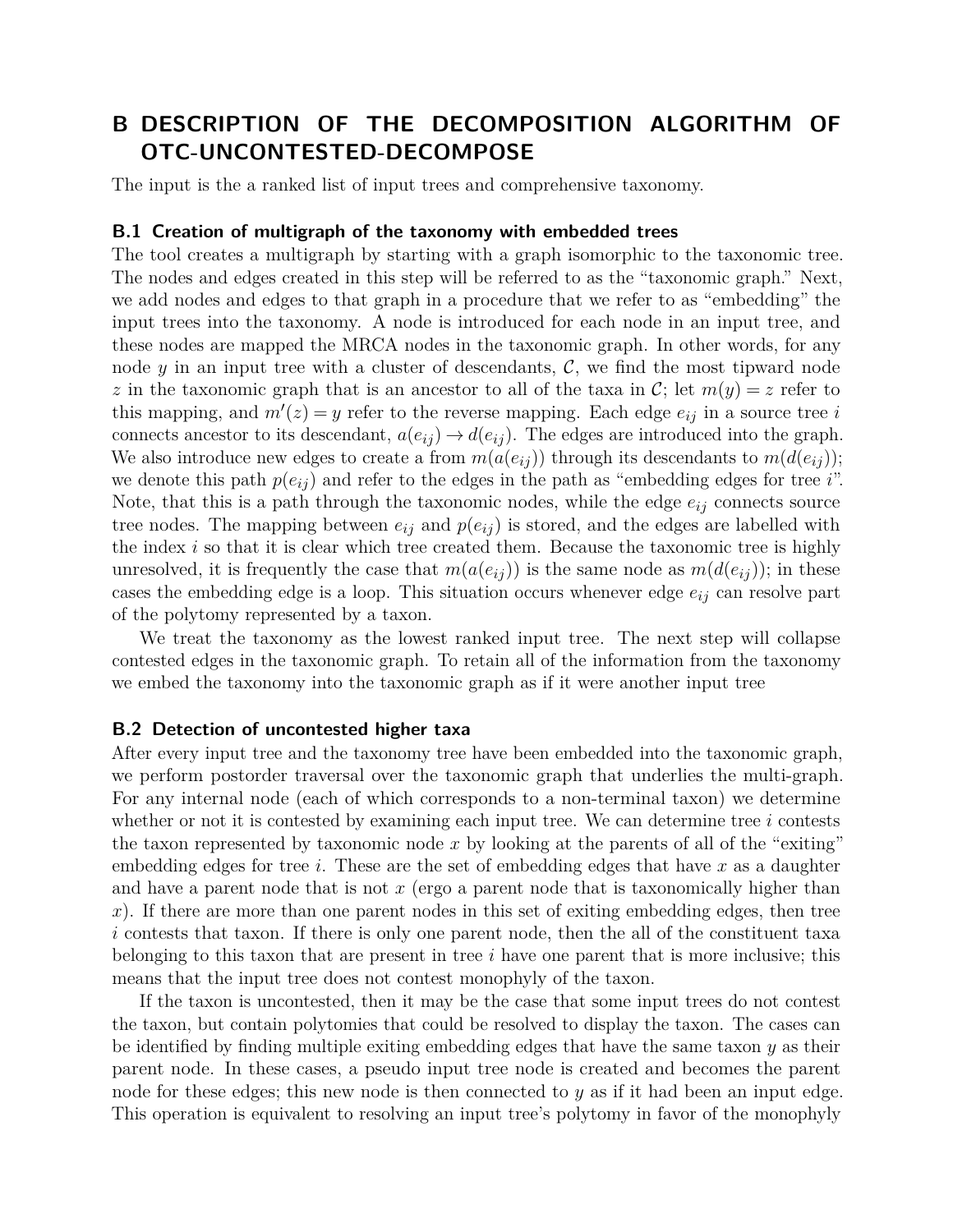# B DESCRIPTION OF THE DECOMPOSITION ALGORITHM OF OTC-UNCONTESTED-DECOMPOSE

The input is the a ranked list of input trees and comprehensive taxonomy.

## B.1 Creation of multigraph of the taxonomy with embedded trees

The tool creates a multigraph by starting with a graph isomorphic to the taxonomic tree. The nodes and edges created in this step will be referred to as the "taxonomic graph." Next, we add nodes and edges to that graph in a procedure that we refer to as "embedding" the input trees into the taxonomy. A node is introduced for each node in an input tree, and these nodes are mapped the MRCA nodes in the taxonomic graph. In other words, for any node $y$ in an input tree with a cluster of descendants, $\mathcal{C}$, we find the most tipward node $z$ in the taxonomic graph that is an ancestor to all of the taxa in $\mathcal{C}$; let $m(y) = z$ refer to this mapping, and $m'(z) = y$ refer to the reverse mapping. Each edge $e_{ij}$ in a source tree $i$ connects ancestor to its descendant, $a(e_{ij}) \rightarrow d(e_{ij})$. The edges are introduced into the graph. We also introduce new edges to create a from $m(a(e_{ij}))$ through its descendants to $m(d(e_{ij}))$; we denote this path $p(e_{ij})$ and refer to the edges in the path as "embedding edges for tree $i$". Note, that this is a path through the taxonomic nodes, while the edge $e_{ij}$ connects source tree nodes. The mapping between $e_{ij}$ and $p(e_{ij})$ is stored, and the edges are labelled with the index $i$ so that it is clear which tree created them. Because the taxonomic tree is highly unresolved, it is frequently the case that $m(a(e_{ij}))$ is the same node as $m(d(e_{ij}))$; in these cases the embedding edge is a loop. This situation occurs whenever edge $e_{ij}$ can resolve part of the polytomy represented by a taxon.

We treat the taxonomy as the lowest ranked input tree. The next step will collapse contested edges in the taxonomic graph. To retain all of the information from the taxonomy we embed the taxonomy into the taxonomic graph as if it were another input tree

## B.2 Detection of uncontested higher taxa

After every input tree and the taxonomy tree have been embedded into the taxonomic graph, we perform postorder traversal over the taxonomic graph that underlies the multi-graph. For any internal node (each of which corresponds to a non-terminal taxon) we determine whether or not it is contested by examining each input tree. We can determine tree $i$ contests the taxon represented by taxonomic node $x$ by looking at the parents of all of the "exiting" embedding edges for tree $i$. These are the set of embedding edges that have $x$ as a daughter and have a parent node that is not $x$ (ergo a parent node that is taxonomically higher than $x$). If there are more than one parent nodes in this set of exiting embedding edges, then tree $i$ contests that taxon. If there is only one parent node, then the all of the constituent taxa belonging to this taxon that are present in tree $i$ have one parent that is more inclusive; this means that the input tree does not contest monophyly of the taxon.

If the taxon is uncontested, then it may be the case that some input trees do not contest the taxon, but contain polytomies that could be resolved to display the taxon. The cases can be identified by finding multiple exiting embedding edges that have the same taxon $y$ as their parent node. In these cases, a pseudo input tree node is created and becomes the parent node for these edges; this new node is then connected to $y$ as if it had been an input edge. This operation is equivalent to resolving an input tree's polytomy in favor of the monophyly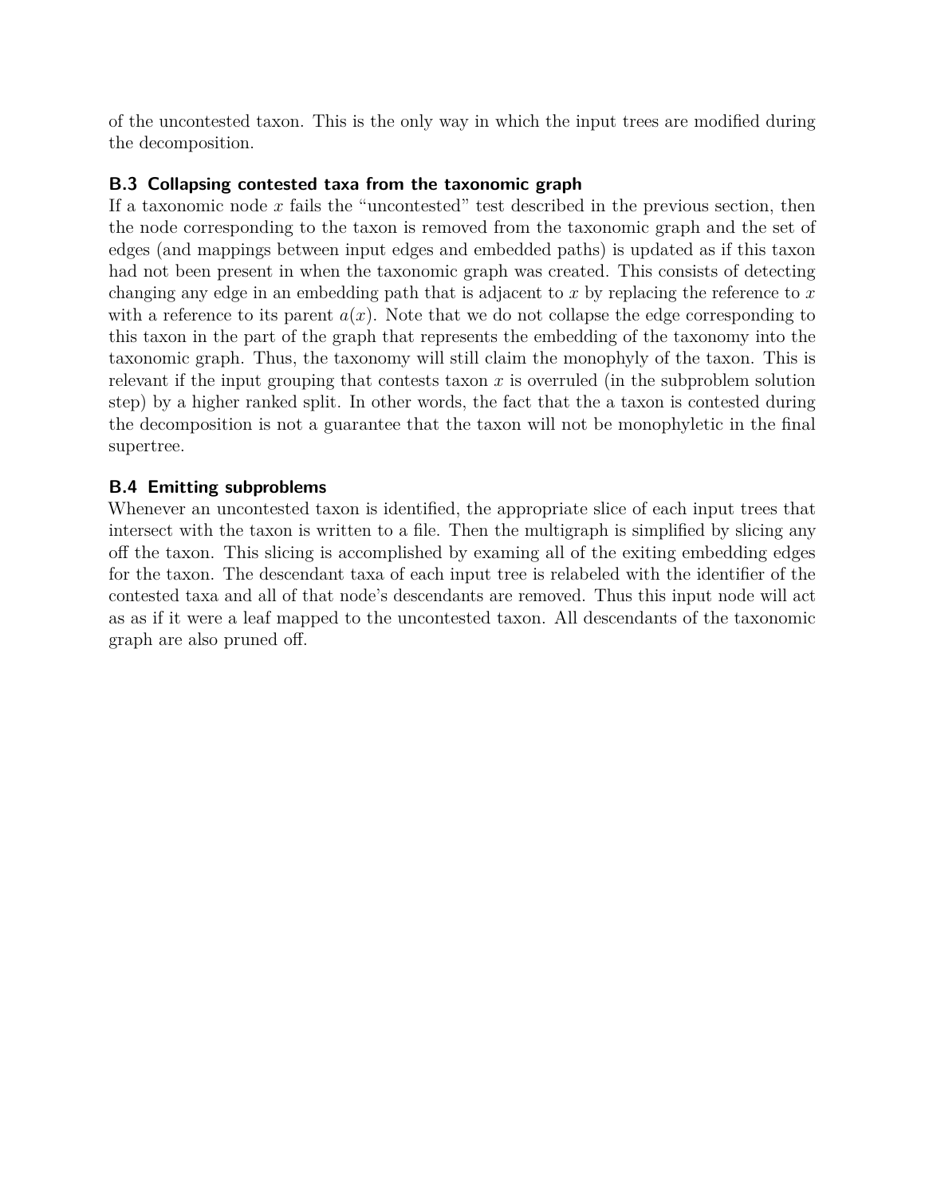of the uncontested taxon. This is the only way in which the input trees are modified during the decomposition.

### B.3 Collapsing contested taxa from the taxonomic graph

If a taxonomic node $x$ fails the "uncontested" test described in the previous section, then the node corresponding to the taxon is removed from the taxonomic graph and the set of edges (and mappings between input edges and embedded paths) is updated as if this taxon had not been present in when the taxonomic graph was created. This consists of detecting changing any edge in an embedding path that is adjacent to $x$ by replacing the reference to $x$ with a reference to its parent $a(x)$. Note that we do not collapse the edge corresponding to this taxon in the part of the graph that represents the embedding of the taxonomy into the taxonomic graph. Thus, the taxonomy will still claim the monophyly of the taxon. This is relevant if the input grouping that contests taxon $x$ is overruled (in the subproblem solution step) by a higher ranked split. In other words, the fact that the a taxon is contested during the decomposition is not a guarantee that the taxon will not be monophyletic in the final supertree.

### B.4 Emitting subproblems

Whenever an uncontested taxon is identified, the appropriate slice of each input trees that intersect with the taxon is written to a file. Then the multigraph is simplified by slicing any off the taxon. This slicing is accomplished by examing all of the exiting embedding edges for the taxon. The descendant taxa of each input tree is relabeled with the identifier of the contested taxa and all of that node's descendants are removed. Thus this input node will act as as if it were a leaf mapped to the uncontested taxon. All descendants of the taxonomic graph are also pruned off.